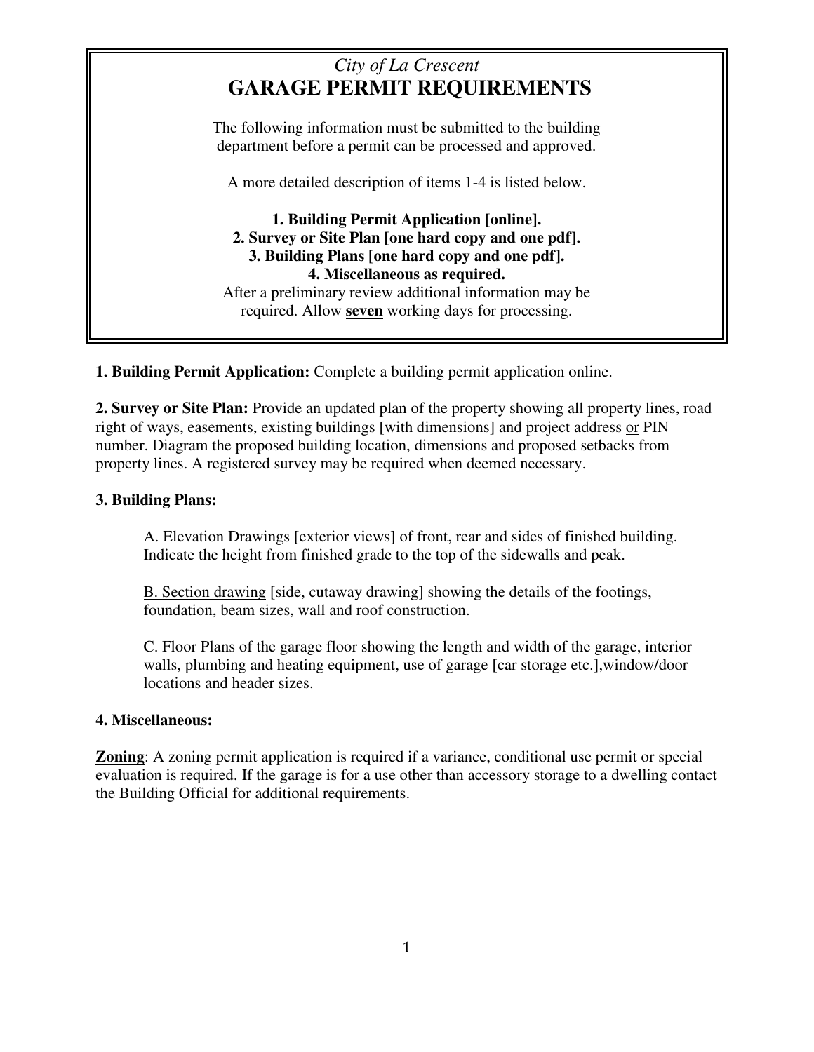*City of La Crescent*

# GARAGE PERMIT REQUIREMENTS

The following information must be submitted to the building department before a permit can be processed and approved.

A more detailed description of items 1-4 is listed below.

**1. Building Permit Application [online].**
**2. Survey or Site Plan [one hard copy and one pdf].**
**3. Building Plans [one hard copy and one pdf].**
**4. Miscellaneous as required.**

After a preliminary review additional information may be required. Allow **seven** working days for processing.

**1. Building Permit Application:** Complete a building permit application online.

**2. Survey or Site Plan:** Provide an updated plan of the property showing all property lines, road right of ways, easements, existing buildings [with dimensions] and project address or PIN number. Diagram the proposed building location, dimensions and proposed setbacks from property lines. A registered survey may be required when deemed necessary.

**3. Building Plans:**

A. Elevation Drawings [exterior views] of front, rear and sides of finished building. Indicate the height from finished grade to the top of the sidewalls and peak.

B. Section drawing [side, cutaway drawing] showing the details of the footings, foundation, beam sizes, wall and roof construction.

C. Floor Plans of the garage floor showing the length and width of the garage, interior walls, plumbing and heating equipment, use of garage [car storage etc.],window/door locations and header sizes.

**4. Miscellaneous:**

**Zoning**: A zoning permit application is required if a variance, conditional use permit or special evaluation is required. If the garage is for a use other than accessory storage to a dwelling contact the Building Official for additional requirements.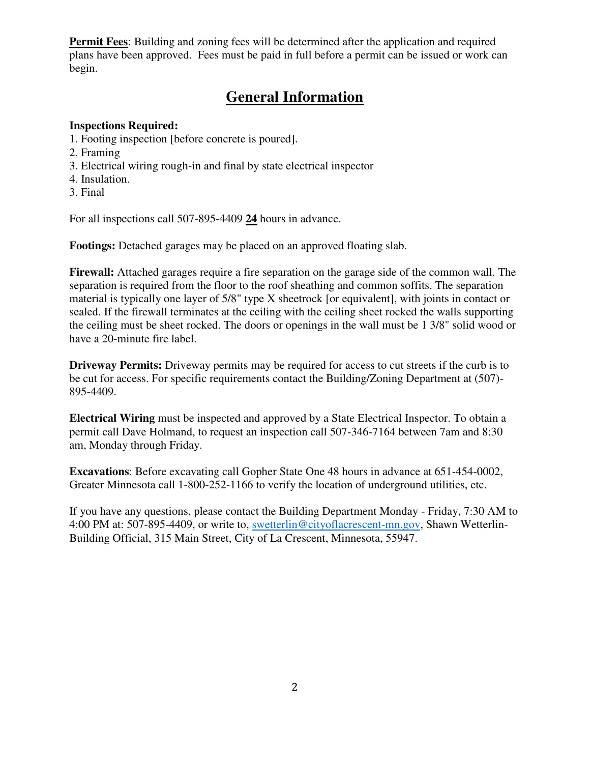**Permit Fees**: Building and zoning fees will be determined after the application and required plans have been approved. Fees must be paid in full before a permit can be issued or work can begin.

## General Information

**Inspections Required:**

1. Footing inspection [before concrete is poured].
2. Framing
3. Electrical wiring rough-in and final by state electrical inspector
4. Insulation.
3. Final

For all inspections call 507-895-4409 **24** hours in advance.

**Footings:** Detached garages may be placed on an approved floating slab.

**Firewall:** Attached garages require a fire separation on the garage side of the common wall. The separation is required from the floor to the roof sheathing and common soffits. The separation material is typically one layer of 5/8" type X sheetrock [or equivalent], with joints in contact or sealed. If the firewall terminates at the ceiling with the ceiling sheet rocked the walls supporting the ceiling must be sheet rocked. The doors or openings in the wall must be 1 3/8" solid wood or have a 20-minute fire label.

**Driveway Permits:** Driveway permits may be required for access to cut streets if the curb is to be cut for access. For specific requirements contact the Building/Zoning Department at (507)-895-4409.

**Electrical Wiring** must be inspected and approved by a State Electrical Inspector. To obtain a permit call Dave Holmand, to request an inspection call 507-346-7164 between 7am and 8:30 am, Monday through Friday.

**Excavations**: Before excavating call Gopher State One 48 hours in advance at 651-454-0002, Greater Minnesota call 1-800-252-1166 to verify the location of underground utilities, etc.

If you have any questions, please contact the Building Department Monday - Friday, 7:30 AM to 4:00 PM at: 507-895-4409, or write to, swetterlin@cityoflacrescent-mn.gov, Shawn Wetterlin-Building Official, 315 Main Street, City of La Crescent, Minnesota, 55947.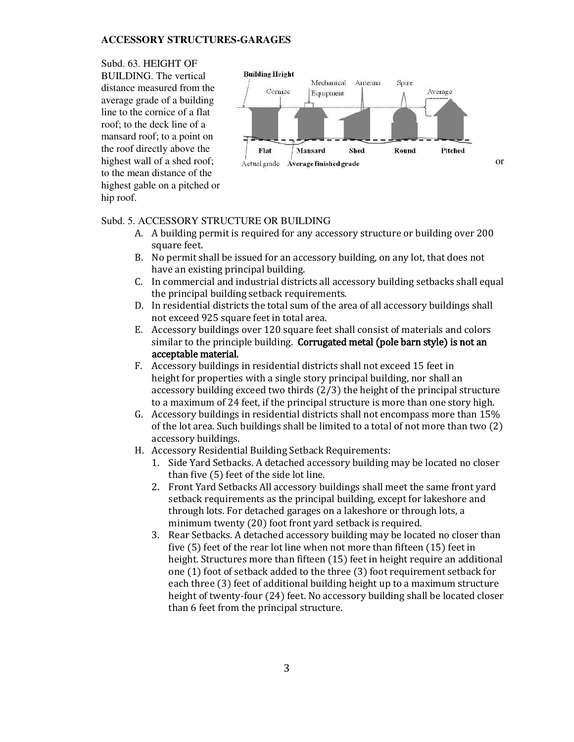**ACCESSORY STRUCTURES-GARAGES**

Subd. 63. HEIGHT OF BUILDING. The vertical distance measured from the average grade of a building line to the cornice of a flat roof; to the deck line of a mansard roof; to a point on the roof directly above the highest wall of a shed roof; to the mean distance of the highest gable on a pitched or hip roof.

Building Height

Cornice

Mechanical Equipment

Antenna

Spire

Average

Flat

Mansard

Shed

Round

Pitched

Actual grade

Average finished grade

or

Subd. 5. ACCESSORY STRUCTURE OR BUILDING

A. A building permit is required for any accessory structure or building over 200 square feet.
B. No permit shall be issued for an accessory building, on any lot, that does not have an existing principal building.
C. In commercial and industrial districts all accessory building setbacks shall equal the principal building setback requirements.
D. In residential districts the total sum of the area of all accessory buildings shall not exceed 925 square feet in total area.
E. Accessory buildings over 120 square feet shall consist of materials and colors similar to the principle building. **Corrugated metal (pole barn style) is not an acceptable material.**
F. Accessory buildings in residential districts shall not exceed 15 feet in height for properties with a single story principal building, nor shall an accessory building exceed two thirds (2/3) the height of the principal structure to a maximum of 24 feet, if the principal structure is more than one story high.
G. Accessory buildings in residential districts shall not encompass more than 15% of the lot area. Such buildings shall be limited to a total of not more than two (2) accessory buildings.
H. Accessory Residential Building Setback Requirements:
   1. Side Yard Setbacks. A detached accessory building may be located no closer than five (5) feet of the side lot line.
   2. Front Yard Setbacks All accessory buildings shall meet the same front yard setback requirements as the principal building, except for lakeshore and through lots. For detached garages on a lakeshore or through lots, a minimum twenty (20) foot front yard setback is required.
   3. Rear Setbacks. A detached accessory building may be located no closer than five (5) feet of the rear lot line when not more than fifteen (15) feet in height. Structures more than fifteen (15) feet in height require an additional one (1) foot of setback added to the three (3) foot requirement setback for each three (3) feet of additional building height up to a maximum structure height of twenty-four (24) feet. No accessory building shall be located closer than 6 feet from the principal structure.